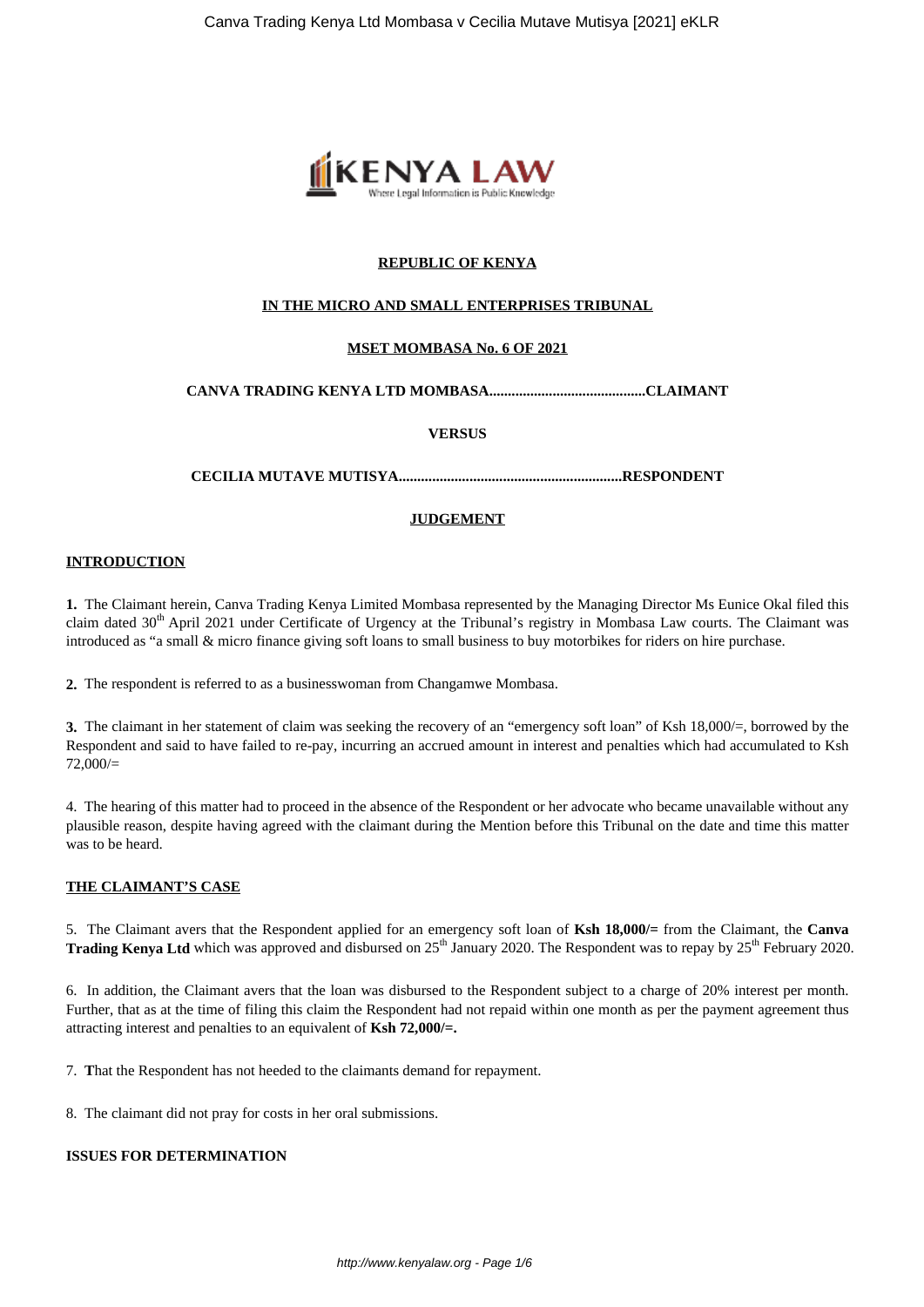**REPUBLIC OF KENYA**

**IN THE MICRO AND SMALL ENTERPRISES TRIBUNAL**

**MSET MOMBASA No. 6 OF 2021**

**CANVA TRADING KENYA LTD MOMBASA..........................................CLAIMANT**

**VERSUS**

**CECILIA MUTAVE MUTISYA...........................................................RESPONDENT**

**JUDGEMENT**

**INTRODUCTION**

**1.** The Claimant herein, Canva Trading Kenya Limited Mombasa represented by the Managing Director Ms Eunice Okal filed this claim dated 30th April 2021 under Certificate of Urgency at the Tribunal's registry in Mombasa Law courts. The Claimant was introduced as "a small & micro finance giving soft loans to small business to buy motorbikes for riders on hire purchase.

**2.** The respondent is referred to as a businesswoman from Changamwe Mombasa.

**3.** The claimant in her statement of claim was seeking the recovery of an "emergency soft loan" of Ksh 18,000/=, borrowed by the Respondent and said to have failed to re-pay, incurring an accrued amount in interest and penalties which had accumulated to Ksh 72,000/=

4. The hearing of this matter had to proceed in the absence of the Respondent or her advocate who became unavailable without any plausible reason, despite having agreed with the claimant during the Mention before this Tribunal on the date and time this matter was to be heard.

**THE CLAIMANT'S CASE**

5. The Claimant avers that the Respondent applied for an emergency soft loan of **Ksh 18,000/=** from the Claimant, the **Canva Trading Kenya Ltd** which was approved and disbursed on 25th January 2020. The Respondent was to repay by 25th February 2020.

6. In addition, the Claimant avers that the loan was disbursed to the Respondent subject to a charge of 20% interest per month. Further, that as at the time of filing this claim the Respondent had not repaid within one month as per the payment agreement thus attracting interest and penalties to an equivalent of **Ksh 72,000/=.**

7. **T**hat the Respondent has not heeded to the claimants demand for repayment.

8. The claimant did not pray for costs in her oral submissions.

**ISSUES FOR DETERMINATION**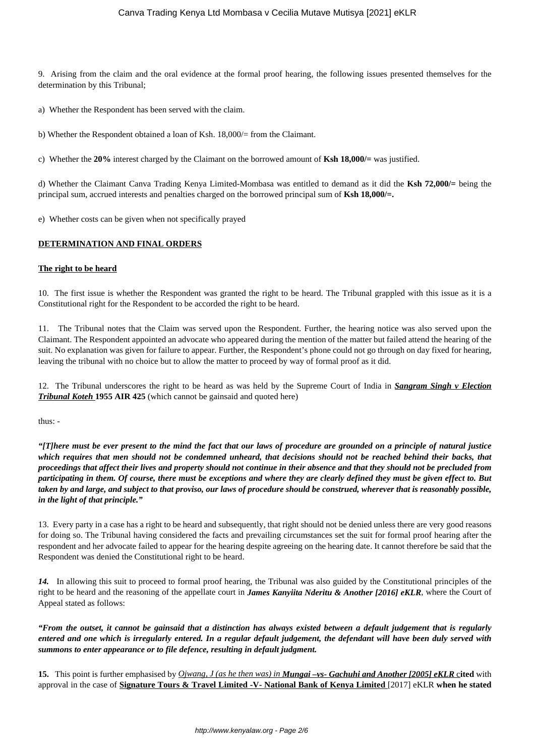9. Arising from the claim and the oral evidence at the formal proof hearing, the following issues presented themselves for the determination by this Tribunal;

a) Whether the Respondent has been served with the claim.

b) Whether the Respondent obtained a loan of Ksh. 18,000/= from the Claimant.

c) Whether the **20%** interest charged by the Claimant on the borrowed amount of **Ksh 18,000/=** was justified.

d) Whether the Claimant Canva Trading Kenya Limited-Mombasa was entitled to demand as it did the **Ksh 72,000/=** being the principal sum, accrued interests and penalties charged on the borrowed principal sum of **Ksh 18,000/=.**

e) Whether costs can be given when not specifically prayed

**DETERMINATION AND FINAL ORDERS**

**The right to be heard**

10. The first issue is whether the Respondent was granted the right to be heard. The Tribunal grappled with this issue as it is a Constitutional right for the Respondent to be accorded the right to be heard.

11. The Tribunal notes that the Claim was served upon the Respondent. Further, the hearing notice was also served upon the Claimant. The Respondent appointed an advocate who appeared during the mention of the matter but failed attend the hearing of the suit. No explanation was given for failure to appear. Further, the Respondent's phone could not go through on day fixed for hearing, leaving the tribunal with no choice but to allow the matter to proceed by way of formal proof as it did.

12. The Tribunal underscores the right to be heard as was held by the Supreme Court of India in ***Sangram Singh v Election Tribunal Koteh*** **1955 AIR 425** (which cannot be gainsaid and quoted here)

thus: -

***"[T]here must be ever present to the mind the fact that our laws of procedure are grounded on a principle of natural justice which requires that men should not be condemned unheard, that decisions should not be reached behind their backs, that proceedings that affect their lives and property should not continue in their absence and that they should not be precluded from participating in them. Of course, there must be exceptions and where they are clearly defined they must be given effect to. But taken by and large, and subject to that proviso, our laws of procedure should be construed, wherever that is reasonably possible, in the light of that principle."***

13. Every party in a case has a right to be heard and subsequently, that right should not be denied unless there are very good reasons for doing so. The Tribunal having considered the facts and prevailing circumstances set the suit for formal proof hearing after the respondent and her advocate failed to appear for the hearing despite agreeing on the hearing date. It cannot therefore be said that the Respondent was denied the Constitutional right to be heard.

***14.*** In allowing this suit to proceed to formal proof hearing, the Tribunal was also guided by the Constitutional principles of the right to be heard and the reasoning of the appellate court in ***James Kanyiita Nderitu & Another [2016] eKLR***, where the Court of Appeal stated as follows:

***"From the outset, it cannot be gainsaid that a distinction has always existed between a default judgement that is regularly entered and one which is irregularly entered. In a regular default judgement, the defendant will have been duly served with summons to enter appearance or to file defence, resulting in default judgment.***

**15.** This point is further emphasised by *Ojwang, J (as he then was) in* ***Mungai –vs- Gachuhi and Another [2005] eKLR*** **cited** with approval in the case of **Signature Tours & Travel Limited -V- National Bank of Kenya Limited** [2017] eKLR **when he stated**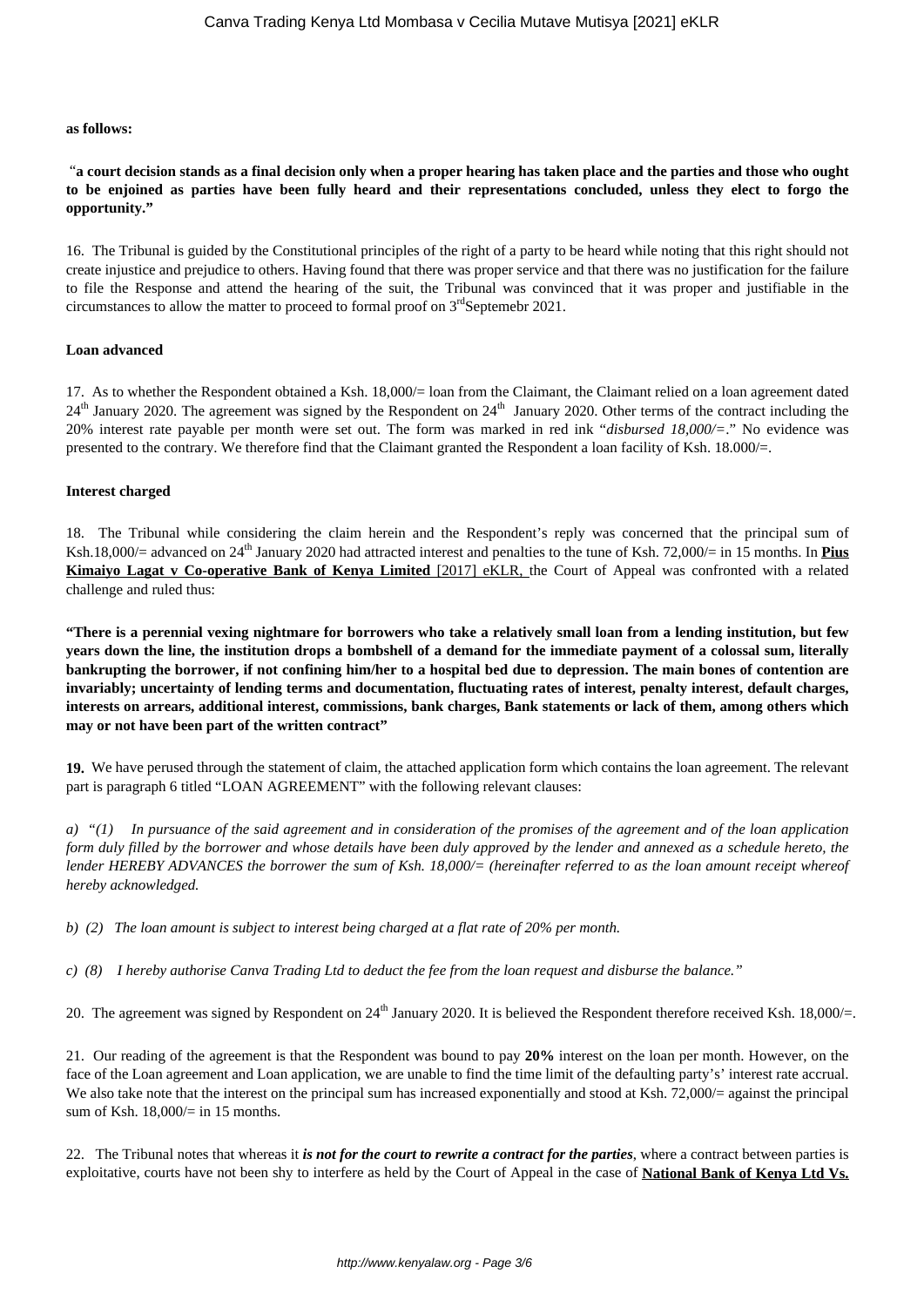**as follows:**

"**a court decision stands as a final decision only when a proper hearing has taken place and the parties and those who ought to be enjoined as parties have been fully heard and their representations concluded, unless they elect to forgo the opportunity.**"

16. The Tribunal is guided by the Constitutional principles of the right of a party to be heard while noting that this right should not create injustice and prejudice to others. Having found that there was proper service and that there was no justification for the failure to file the Response and attend the hearing of the suit, the Tribunal was convinced that it was proper and justifiable in the circumstances to allow the matter to proceed to formal proof on 3rd Septemebr 2021.

**Loan advanced**

17. As to whether the Respondent obtained a Ksh. 18,000/= loan from the Claimant, the Claimant relied on a loan agreement dated 24th January 2020. The agreement was signed by the Respondent on 24th January 2020. Other terms of the contract including the 20% interest rate payable per month were set out. The form was marked in red ink "*disbursed 18,000/=*." No evidence was presented to the contrary. We therefore find that the Claimant granted the Respondent a loan facility of Ksh. 18.000/=.

**Interest charged**

18. The Tribunal while considering the claim herein and the Respondent's reply was concerned that the principal sum of Ksh.18,000/= advanced on 24th January 2020 had attracted interest and penalties to the tune of Ksh. 72,000/= in 15 months. In **Pius Kimaiyo Lagat v Co-operative Bank of Kenya Limited** [2017] eKLR, the Court of Appeal was confronted with a related challenge and ruled thus:

**"There is a perennial vexing nightmare for borrowers who take a relatively small loan from a lending institution, but few years down the line, the institution drops a bombshell of a demand for the immediate payment of a colossal sum, literally bankrupting the borrower, if not confining him/her to a hospital bed due to depression. The main bones of contention are invariably; uncertainty of lending terms and documentation, fluctuating rates of interest, penalty interest, default charges, interests on arrears, additional interest, commissions, bank charges, Bank statements or lack of them, among others which may or not have been part of the written contract"**

**19.** We have perused through the statement of claim, the attached application form which contains the loan agreement. The relevant part is paragraph 6 titled "LOAN AGREEMENT" with the following relevant clauses:

a) *"(1) In pursuance of the said agreement and in consideration of the promises of the agreement and of the loan application form duly filled by the borrower and whose details have been duly approved by the lender and annexed as a schedule hereto, the lender HEREBY ADVANCES the borrower the sum of Ksh. 18,000/= (hereinafter referred to as the loan amount receipt whereof hereby acknowledged.*

b) *(2) The loan amount is subject to interest being charged at a flat rate of 20% per month.*

c) *(8) I hereby authorise Canva Trading Ltd to deduct the fee from the loan request and disburse the balance."*

20. The agreement was signed by Respondent on 24th January 2020. It is believed the Respondent therefore received Ksh. 18,000/=.

21. Our reading of the agreement is that the Respondent was bound to pay **20%** interest on the loan per month. However, on the face of the Loan agreement and Loan application, we are unable to find the time limit of the defaulting party's' interest rate accrual. We also take note that the interest on the principal sum has increased exponentially and stood at Ksh. 72,000/= against the principal sum of Ksh. 18,000/= in 15 months.

22. The Tribunal notes that whereas it ***is not for the court to rewrite a contract for the parties***, where a contract between parties is exploitative, courts have not been shy to interfere as held by the Court of Appeal in the case of **National Bank of Kenya Ltd Vs.**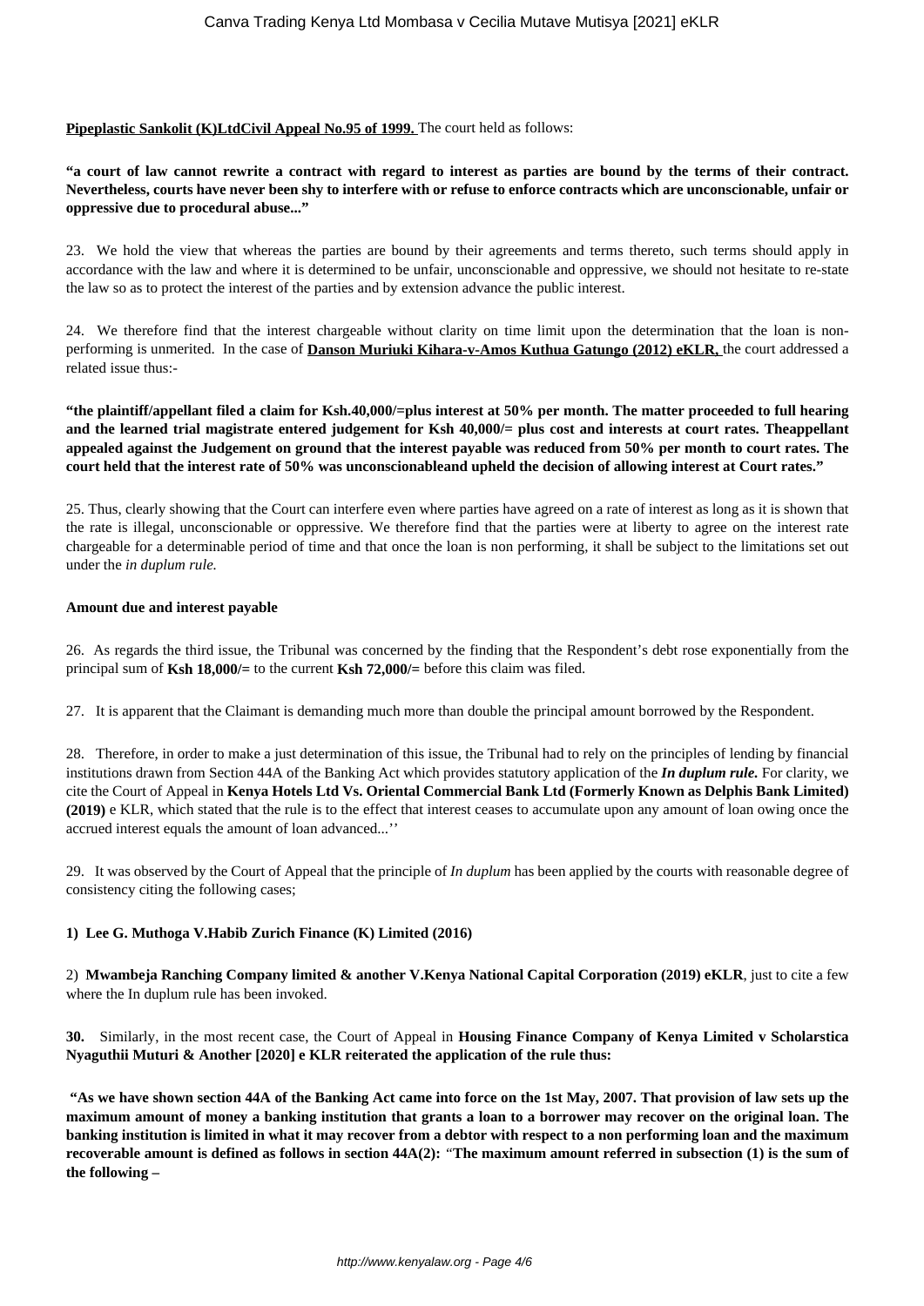**Pipeplastic Sankolit (K)LtdCivil Appeal No.95 of 1999.** The court held as follows:

**"a court of law cannot rewrite a contract with regard to interest as parties are bound by the terms of their contract. Nevertheless, courts have never been shy to interfere with or refuse to enforce contracts which are unconscionable, unfair or oppressive due to procedural abuse..."**

23. We hold the view that whereas the parties are bound by their agreements and terms thereto, such terms should apply in accordance with the law and where it is determined to be unfair, unconscionable and oppressive, we should not hesitate to re-state the law so as to protect the interest of the parties and by extension advance the public interest.

24. We therefore find that the interest chargeable without clarity on time limit upon the determination that the loan is non-performing is unmerited. In the case of **Danson Muriuki Kihara-v-Amos Kuthua Gatungo (2012) eKLR,** the court addressed a related issue thus:-

**"the plaintiff/appellant filed a claim for Ksh.40,000/=plus interest at 50% per month. The matter proceeded to full hearing and the learned trial magistrate entered judgement for Ksh 40,000/= plus cost and interests at court rates. Theappellant appealed against the Judgement on ground that the interest payable was reduced from 50% per month to court rates. The court held that the interest rate of 50% was unconscionableand upheld the decision of allowing interest at Court rates."**

25. Thus, clearly showing that the Court can interfere even where parties have agreed on a rate of interest as long as it is shown that the rate is illegal, unconscionable or oppressive. We therefore find that the parties were at liberty to agree on the interest rate chargeable for a determinable period of time and that once the loan is non performing, it shall be subject to the limitations set out under the *in duplum rule.*

**Amount due and interest payable**

26. As regards the third issue, the Tribunal was concerned by the finding that the Respondent's debt rose exponentially from the principal sum of **Ksh 18,000/=** to the current **Ksh 72,000/=** before this claim was filed.

27. It is apparent that the Claimant is demanding much more than double the principal amount borrowed by the Respondent.

28. Therefore, in order to make a just determination of this issue, the Tribunal had to rely on the principles of lending by financial institutions drawn from Section 44A of the Banking Act which provides statutory application of the ***In duplum rule.*** For clarity, we cite the Court of Appeal in **Kenya Hotels Ltd Vs. Oriental Commercial Bank Ltd (Formerly Known as Delphis Bank Limited) (2019)** e KLR, which stated that the rule is to the effect that interest ceases to accumulate upon any amount of loan owing once the accrued interest equals the amount of loan advanced...''

29. It was observed by the Court of Appeal that the principle of *In duplum* has been applied by the courts with reasonable degree of consistency citing the following cases;

**1) Lee G. Muthoga V.Habib Zurich Finance (K) Limited (2016)**

2) **Mwambeja Ranching Company limited & another V.Kenya National Capital Corporation (2019) eKLR**, just to cite a few where the In duplum rule has been invoked.

**30.** Similarly, in the most recent case, the Court of Appeal in **Housing Finance Company of Kenya Limited v Scholarstica Nyaguthii Muturi & Another [2020] e KLR reiterated the application of the rule thus:**

**"As we have shown section 44A of the Banking Act came into force on the 1st May, 2007. That provision of law sets up the maximum amount of money a banking institution that grants a loan to a borrower may recover on the original loan. The banking institution is limited in what it may recover from a debtor with respect to a non performing loan and the maximum recoverable amount is defined as follows in section 44A(2):** "**The maximum amount referred in subsection (1) is the sum of the following –**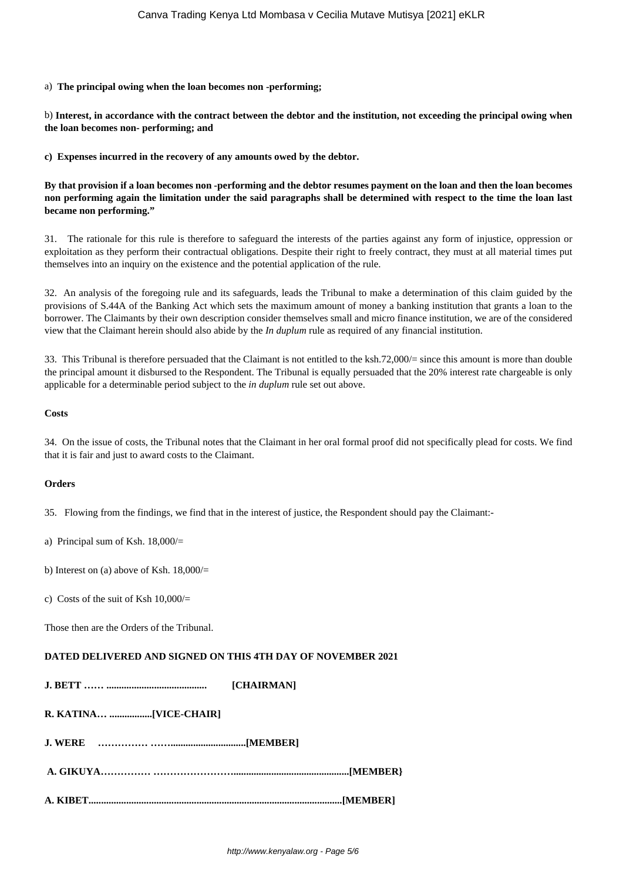a) **The principal owing when the loan becomes non -performing;**

b) **Interest, in accordance with the contract between the debtor and the institution, not exceeding the principal owing when the loan becomes non- performing; and**

**c) Expenses incurred in the recovery of any amounts owed by the debtor.**

**By that provision if a loan becomes non -performing and the debtor resumes payment on the loan and then the loan becomes non performing again the limitation under the said paragraphs shall be determined with respect to the time the loan last became non performing."**

31. The rationale for this rule is therefore to safeguard the interests of the parties against any form of injustice, oppression or exploitation as they perform their contractual obligations. Despite their right to freely contract, they must at all material times put themselves into an inquiry on the existence and the potential application of the rule.

32. An analysis of the foregoing rule and its safeguards, leads the Tribunal to make a determination of this claim guided by the provisions of S.44A of the Banking Act which sets the maximum amount of money a banking institution that grants a loan to the borrower. The Claimants by their own description consider themselves small and micro finance institution, we are of the considered view that the Claimant herein should also abide by the *In duplum* rule as required of any financial institution.

33. This Tribunal is therefore persuaded that the Claimant is not entitled to the ksh.72,000/= since this amount is more than double the principal amount it disbursed to the Respondent. The Tribunal is equally persuaded that the 20% interest rate chargeable is only applicable for a determinable period subject to the *in duplum* rule set out above.

**Costs**

34. On the issue of costs, the Tribunal notes that the Claimant in her oral formal proof did not specifically plead for costs. We find that it is fair and just to award costs to the Claimant.

**Orders**

35. Flowing from the findings, we find that in the interest of justice, the Respondent should pay the Claimant:-

a) Principal sum of Ksh. 18,000/=

b) Interest on (a) above of Ksh. 18,000/=

c) Costs of the suit of Ksh 10,000/=

Those then are the Orders of the Tribunal.

**DATED DELIVERED AND SIGNED ON THIS 4TH DAY OF NOVEMBER 2021**

**J. BETT …… ........................................ [CHAIRMAN]**

**R. KATINA… .................[VICE-CHAIR]**

**J. WERE …………… ……..............................[MEMBER]**

**A. GIKUYA…………… ……………………..............................................[MEMBER}**

**A. KIBET...................................................................................................[MEMBER]**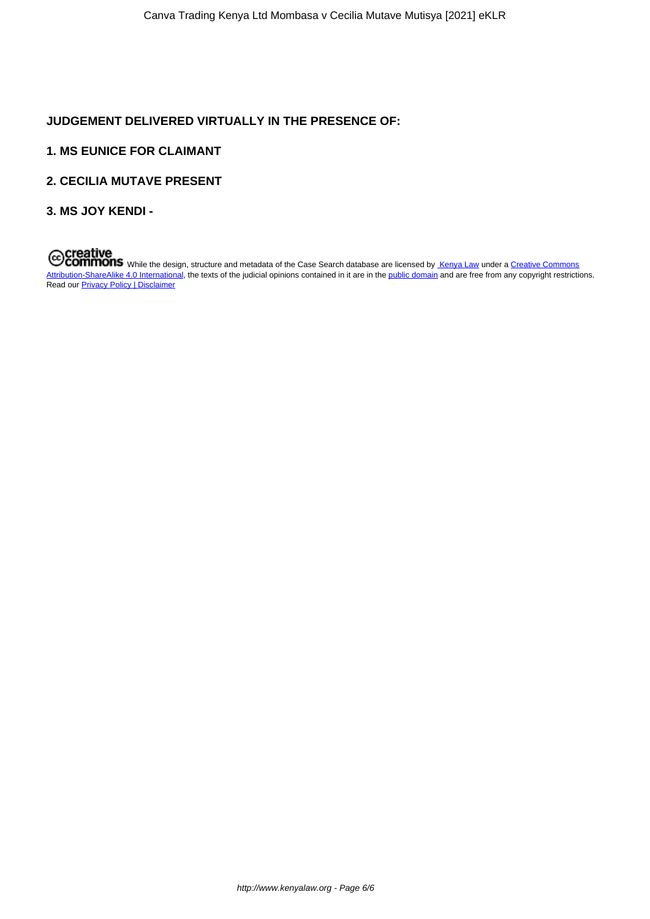**JUDGEMENT DELIVERED VIRTUALLY IN THE PRESENCE OF:**

**1. MS EUNICE FOR CLAIMANT**

**2. CECILIA MUTAVE PRESENT**

**3. MS JOY KENDI -**

While the design, structure and metadata of the Case Search database are licensed by Kenya Law under a Creative Commons Attribution-ShareAlike 4.0 International, the texts of the judicial opinions contained in it are in the public domain and are free from any copyright restrictions. Read our Privacy Policy | Disclaimer